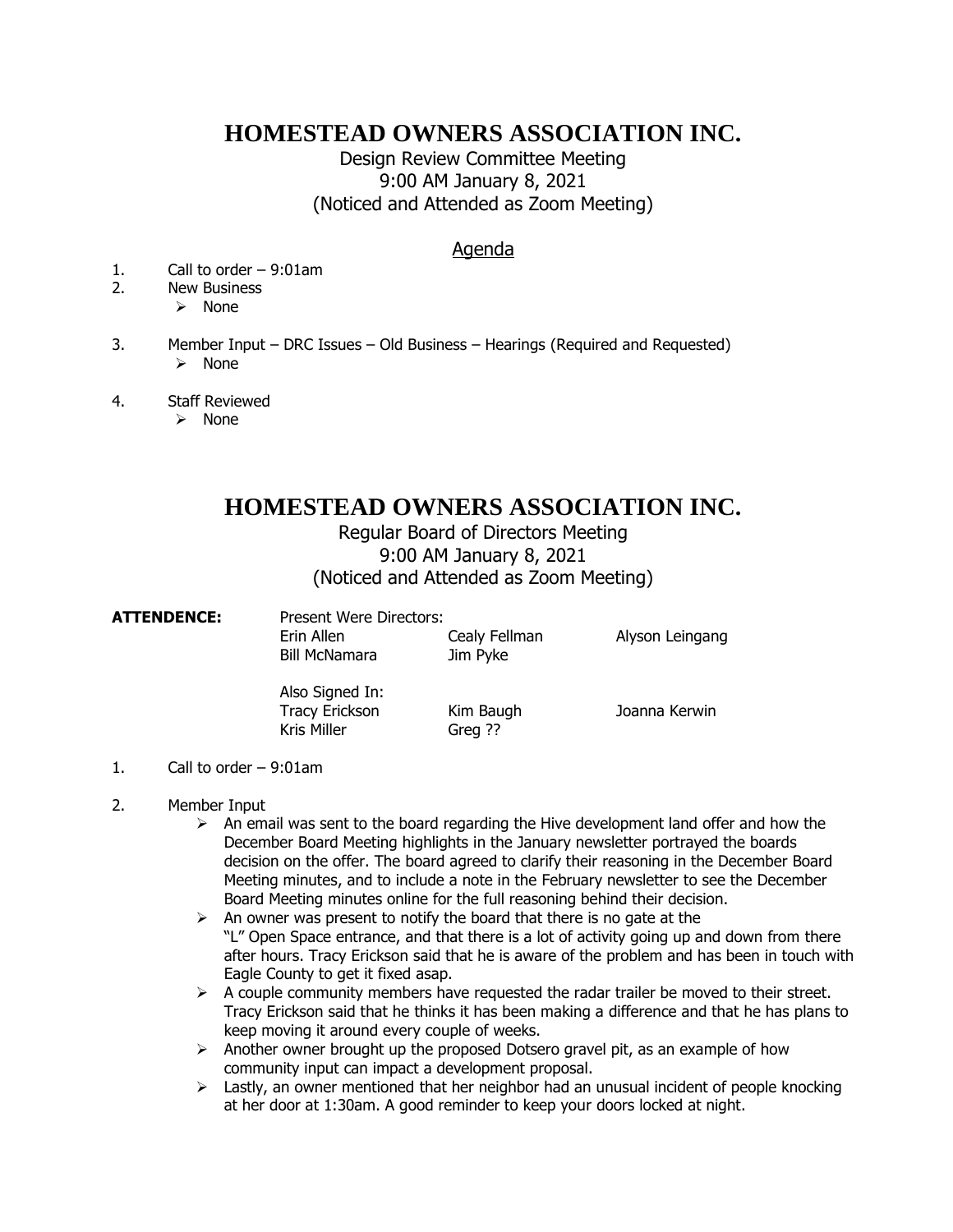# HOMESTEAD OWNERS ASSOCIATION INC.

Design Review Committee Meeting
9:00 AM January 8, 2021
(Noticed and Attended as Zoom Meeting)

## Agenda

1. Call to order – 9:01am
2. New Business
   - None
3. Member Input – DRC Issues – Old Business – Hearings (Required and Requested)
   - None
4. Staff Reviewed
   - None

# HOMESTEAD OWNERS ASSOCIATION INC.

Regular Board of Directors Meeting
9:00 AM January 8, 2021
(Noticed and Attended as Zoom Meeting)

**ATTENDENCE:**

Present Were Directors:

| | | |
|---|---|---|
| Erin Allen | Cealy Fellman | Alyson Leingang |
| Bill McNamara | Jim Pyke | |

Also Signed In:

| | | |
|---|---|---|
| Tracy Erickson | Kim Baugh | Joanna Kerwin |
| Kris Miller | Greg ?? | |

1. Call to order – 9:01am
2. Member Input
   - An email was sent to the board regarding the Hive development land offer and how the December Board Meeting highlights in the January newsletter portrayed the boards decision on the offer. The board agreed to clarify their reasoning in the December Board Meeting minutes, and to include a note in the February newsletter to see the December Board Meeting minutes online for the full reasoning behind their decision.
   - An owner was present to notify the board that there is no gate at the "L" Open Space entrance, and that there is a lot of activity going up and down from there after hours. Tracy Erickson said that he is aware of the problem and has been in touch with Eagle County to get it fixed asap.
   - A couple community members have requested the radar trailer be moved to their street. Tracy Erickson said that he thinks it has been making a difference and that he has plans to keep moving it around every couple of weeks.
   - Another owner brought up the proposed Dotsero gravel pit, as an example of how community input can impact a development proposal.
   - Lastly, an owner mentioned that her neighbor had an unusual incident of people knocking at her door at 1:30am. A good reminder to keep your doors locked at night.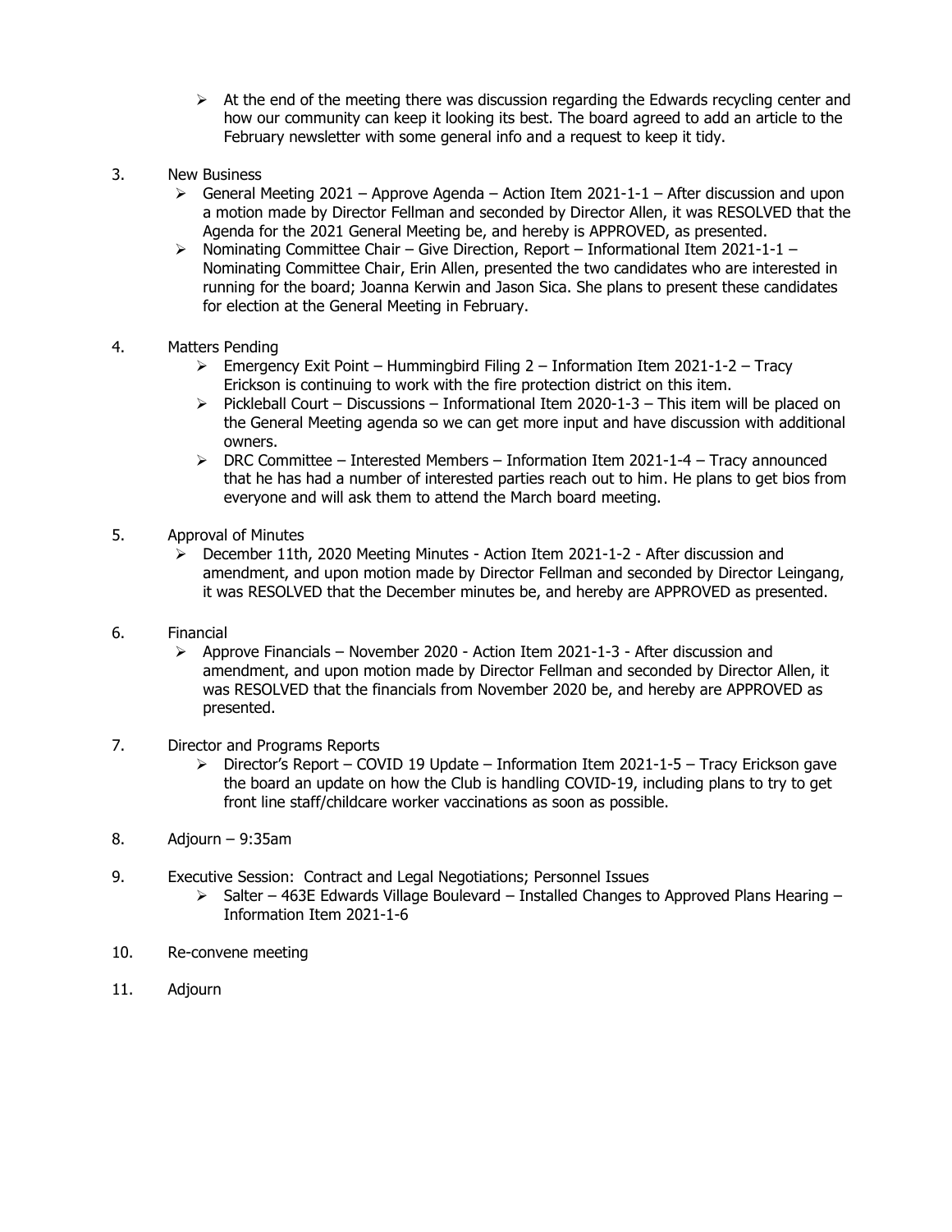- At the end of the meeting there was discussion regarding the Edwards recycling center and how our community can keep it looking its best. The board agreed to add an article to the February newsletter with some general info and a request to keep it tidy.

3. New Business
   - General Meeting 2021 – Approve Agenda – Action Item 2021-1-1 – After discussion and upon a motion made by Director Fellman and seconded by Director Allen, it was RESOLVED that the Agenda for the 2021 General Meeting be, and hereby is APPROVED, as presented.
   - Nominating Committee Chair – Give Direction, Report – Informational Item 2021-1-1 – Nominating Committee Chair, Erin Allen, presented the two candidates who are interested in running for the board; Joanna Kerwin and Jason Sica. She plans to present these candidates for election at the General Meeting in February.

4. Matters Pending
   - Emergency Exit Point – Hummingbird Filing 2 – Information Item 2021-1-2 – Tracy Erickson is continuing to work with the fire protection district on this item.
   - Pickleball Court – Discussions – Informational Item 2020-1-3 – This item will be placed on the General Meeting agenda so we can get more input and have discussion with additional owners.
   - DRC Committee – Interested Members – Information Item 2021-1-4 – Tracy announced that he has had a number of interested parties reach out to him. He plans to get bios from everyone and will ask them to attend the March board meeting.

5. Approval of Minutes
   - December 11th, 2020 Meeting Minutes - Action Item 2021-1-2 - After discussion and amendment, and upon motion made by Director Fellman and seconded by Director Leingang, it was RESOLVED that the December minutes be, and hereby are APPROVED as presented.

6. Financial
   - Approve Financials – November 2020 - Action Item 2021-1-3 - After discussion and amendment, and upon motion made by Director Fellman and seconded by Director Allen, it was RESOLVED that the financials from November 2020 be, and hereby are APPROVED as presented.

7. Director and Programs Reports
   - Director's Report – COVID 19 Update – Information Item 2021-1-5 – Tracy Erickson gave the board an update on how the Club is handling COVID-19, including plans to try to get front line staff/childcare worker vaccinations as soon as possible.

8. Adjourn – 9:35am

9. Executive Session: Contract and Legal Negotiations; Personnel Issues
   - Salter – 463E Edwards Village Boulevard – Installed Changes to Approved Plans Hearing – Information Item 2021-1-6

10. Re-convene meeting

11. Adjourn